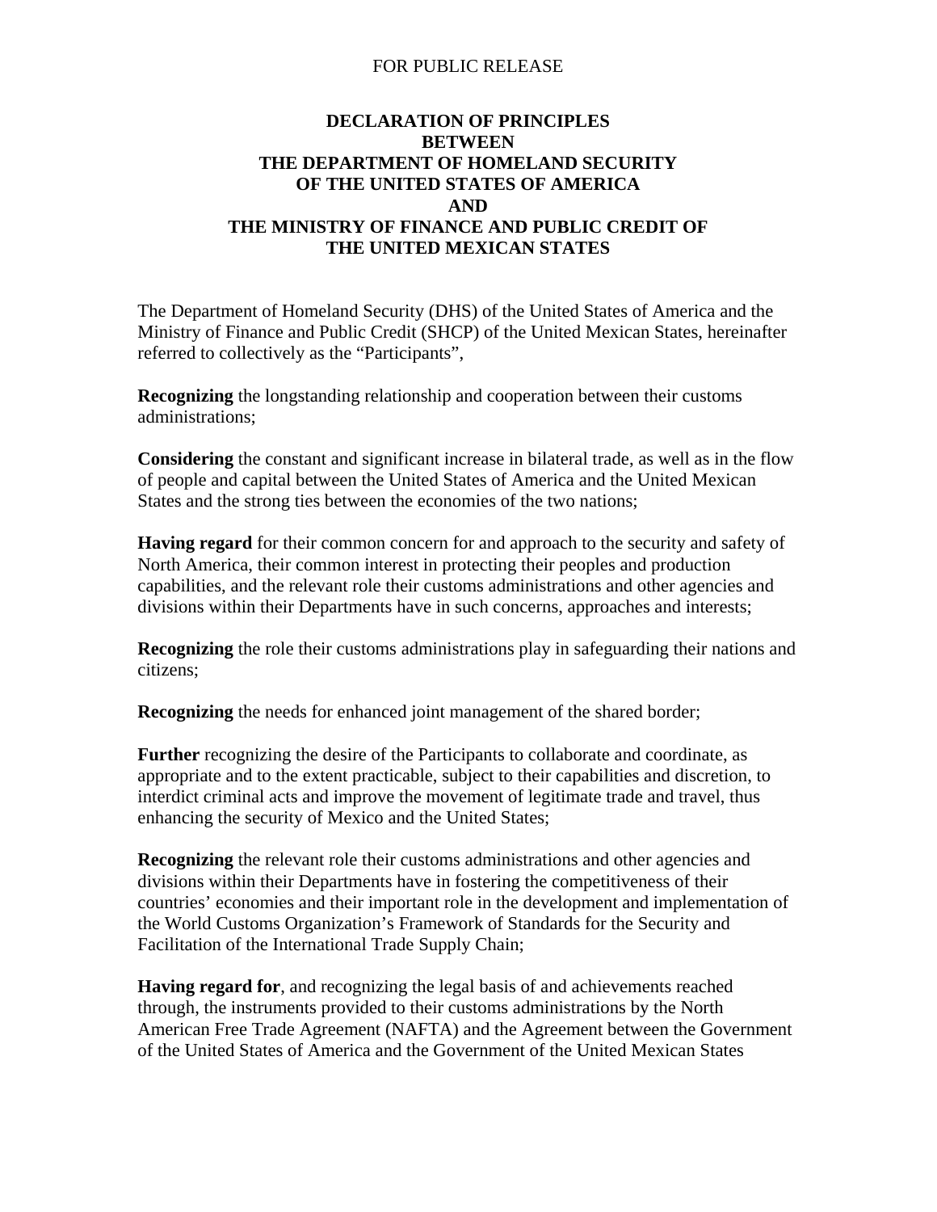FOR PUBLIC RELEASE

# DECLARATION OF PRINCIPLES BETWEEN THE DEPARTMENT OF HOMELAND SECURITY OF THE UNITED STATES OF AMERICA AND THE MINISTRY OF FINANCE AND PUBLIC CREDIT OF THE UNITED MEXICAN STATES

The Department of Homeland Security (DHS) of the United States of America and the Ministry of Finance and Public Credit (SHCP) of the United Mexican States, hereinafter referred to collectively as the "Participants",

**Recognizing** the longstanding relationship and cooperation between their customs administrations;

**Considering** the constant and significant increase in bilateral trade, as well as in the flow of people and capital between the United States of America and the United Mexican States and the strong ties between the economies of the two nations;

**Having regard** for their common concern for and approach to the security and safety of North America, their common interest in protecting their peoples and production capabilities, and the relevant role their customs administrations and other agencies and divisions within their Departments have in such concerns, approaches and interests;

**Recognizing** the role their customs administrations play in safeguarding their nations and citizens;

**Recognizing** the needs for enhanced joint management of the shared border;

**Further** recognizing the desire of the Participants to collaborate and coordinate, as appropriate and to the extent practicable, subject to their capabilities and discretion, to interdict criminal acts and improve the movement of legitimate trade and travel, thus enhancing the security of Mexico and the United States;

**Recognizing** the relevant role their customs administrations and other agencies and divisions within their Departments have in fostering the competitiveness of their countries' economies and their important role in the development and implementation of the World Customs Organization's Framework of Standards for the Security and Facilitation of the International Trade Supply Chain;

**Having regard for**, and recognizing the legal basis of and achievements reached through, the instruments provided to their customs administrations by the North American Free Trade Agreement (NAFTA) and the Agreement between the Government of the United States of America and the Government of the United Mexican States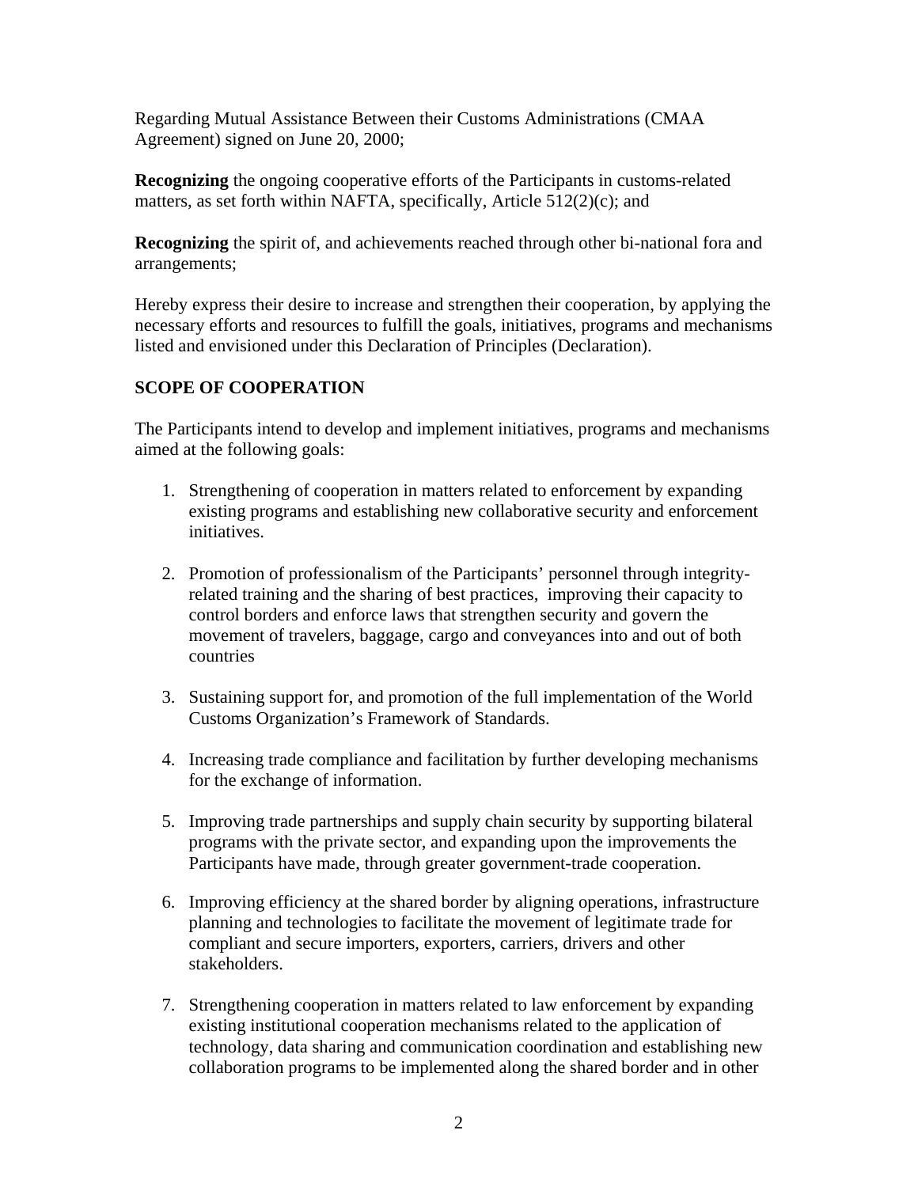Regarding Mutual Assistance Between their Customs Administrations (CMAA Agreement) signed on June 20, 2000;

**Recognizing** the ongoing cooperative efforts of the Participants in customs-related matters, as set forth within NAFTA, specifically, Article 512(2)(c); and

**Recognizing** the spirit of, and achievements reached through other bi-national fora and arrangements;

Hereby express their desire to increase and strengthen their cooperation, by applying the necessary efforts and resources to fulfill the goals, initiatives, programs and mechanisms listed and envisioned under this Declaration of Principles (Declaration).

## SCOPE OF COOPERATION

The Participants intend to develop and implement initiatives, programs and mechanisms aimed at the following goals:

1. Strengthening of cooperation in matters related to enforcement by expanding existing programs and establishing new collaborative security and enforcement initiatives.

2. Promotion of professionalism of the Participants' personnel through integrity-related training and the sharing of best practices, improving their capacity to control borders and enforce laws that strengthen security and govern the movement of travelers, baggage, cargo and conveyances into and out of both countries

3. Sustaining support for, and promotion of the full implementation of the World Customs Organization's Framework of Standards.

4. Increasing trade compliance and facilitation by further developing mechanisms for the exchange of information.

5. Improving trade partnerships and supply chain security by supporting bilateral programs with the private sector, and expanding upon the improvements the Participants have made, through greater government-trade cooperation.

6. Improving efficiency at the shared border by aligning operations, infrastructure planning and technologies to facilitate the movement of legitimate trade for compliant and secure importers, exporters, carriers, drivers and other stakeholders.

7. Strengthening cooperation in matters related to law enforcement by expanding existing institutional cooperation mechanisms related to the application of technology, data sharing and communication coordination and establishing new collaboration programs to be implemented along the shared border and in other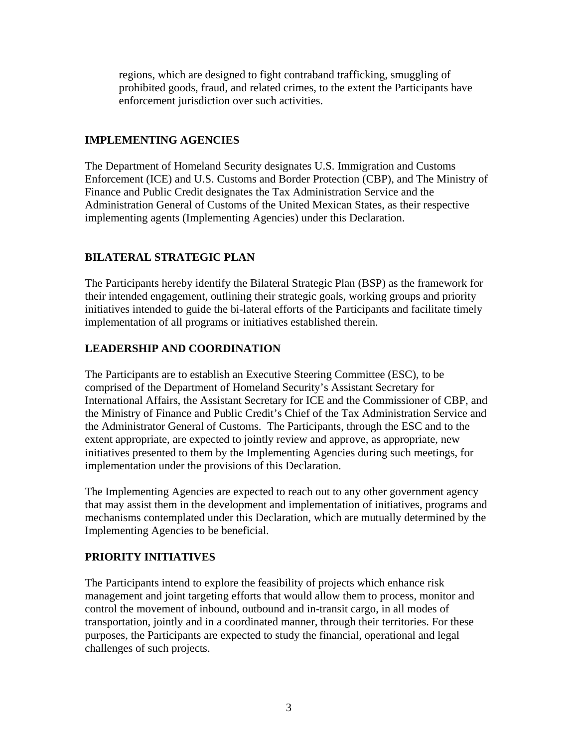regions, which are designed to fight contraband trafficking, smuggling of prohibited goods, fraud, and related crimes, to the extent the Participants have enforcement jurisdiction over such activities.

## IMPLEMENTING AGENCIES

The Department of Homeland Security designates U.S. Immigration and Customs Enforcement (ICE) and U.S. Customs and Border Protection (CBP), and The Ministry of Finance and Public Credit designates the Tax Administration Service and the Administration General of Customs of the United Mexican States, as their respective implementing agents (Implementing Agencies) under this Declaration.

## BILATERAL STRATEGIC PLAN

The Participants hereby identify the Bilateral Strategic Plan (BSP) as the framework for their intended engagement, outlining their strategic goals, working groups and priority initiatives intended to guide the bi-lateral efforts of the Participants and facilitate timely implementation of all programs or initiatives established therein.

## LEADERSHIP AND COORDINATION

The Participants are to establish an Executive Steering Committee (ESC), to be comprised of the Department of Homeland Security's Assistant Secretary for International Affairs, the Assistant Secretary for ICE and the Commissioner of CBP, and the Ministry of Finance and Public Credit's Chief of the Tax Administration Service and the Administrator General of Customs. The Participants, through the ESC and to the extent appropriate, are expected to jointly review and approve, as appropriate, new initiatives presented to them by the Implementing Agencies during such meetings, for implementation under the provisions of this Declaration.

The Implementing Agencies are expected to reach out to any other government agency that may assist them in the development and implementation of initiatives, programs and mechanisms contemplated under this Declaration, which are mutually determined by the Implementing Agencies to be beneficial.

## PRIORITY INITIATIVES

The Participants intend to explore the feasibility of projects which enhance risk management and joint targeting efforts that would allow them to process, monitor and control the movement of inbound, outbound and in-transit cargo, in all modes of transportation, jointly and in a coordinated manner, through their territories. For these purposes, the Participants are expected to study the financial, operational and legal challenges of such projects.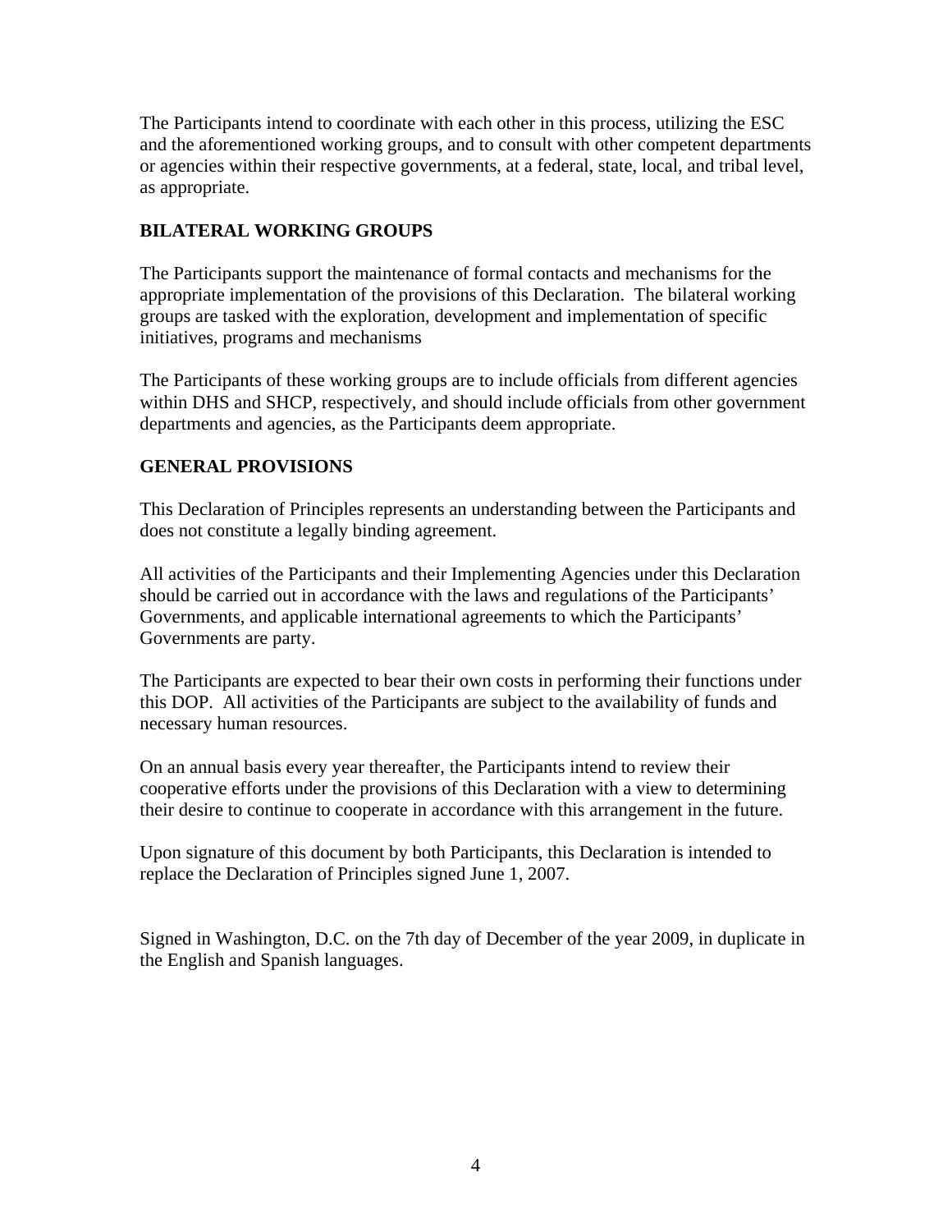The Participants intend to coordinate with each other in this process, utilizing the ESC and the aforementioned working groups, and to consult with other competent departments or agencies within their respective governments, at a federal, state, local, and tribal level, as appropriate.

## BILATERAL WORKING GROUPS

The Participants support the maintenance of formal contacts and mechanisms for the appropriate implementation of the provisions of this Declaration. The bilateral working groups are tasked with the exploration, development and implementation of specific initiatives, programs and mechanisms

The Participants of these working groups are to include officials from different agencies within DHS and SHCP, respectively, and should include officials from other government departments and agencies, as the Participants deem appropriate.

## GENERAL PROVISIONS

This Declaration of Principles represents an understanding between the Participants and does not constitute a legally binding agreement.

All activities of the Participants and their Implementing Agencies under this Declaration should be carried out in accordance with the laws and regulations of the Participants' Governments, and applicable international agreements to which the Participants' Governments are party.

The Participants are expected to bear their own costs in performing their functions under this DOP. All activities of the Participants are subject to the availability of funds and necessary human resources.

On an annual basis every year thereafter, the Participants intend to review their cooperative efforts under the provisions of this Declaration with a view to determining their desire to continue to cooperate in accordance with this arrangement in the future.

Upon signature of this document by both Participants, this Declaration is intended to replace the Declaration of Principles signed June 1, 2007.

Signed in Washington, D.C. on the 7th day of December of the year 2009, in duplicate in the English and Spanish languages.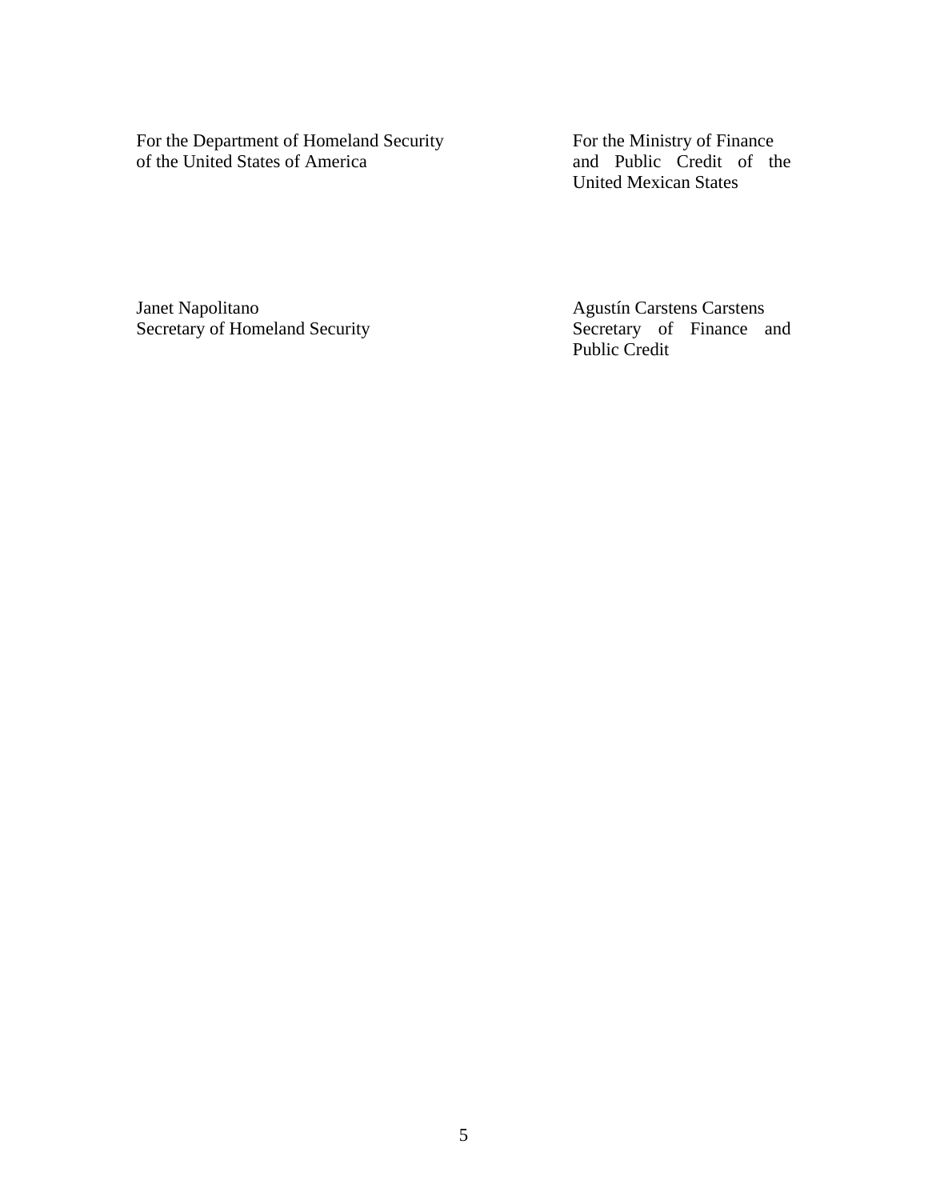For the Department of Homeland Security
of the United States of America

Janet Napolitano
Secretary of Homeland Security

For the Ministry of Finance
and Public Credit of the
United Mexican States

Agustín Carstens Carstens
Secretary of Finance and
Public Credit